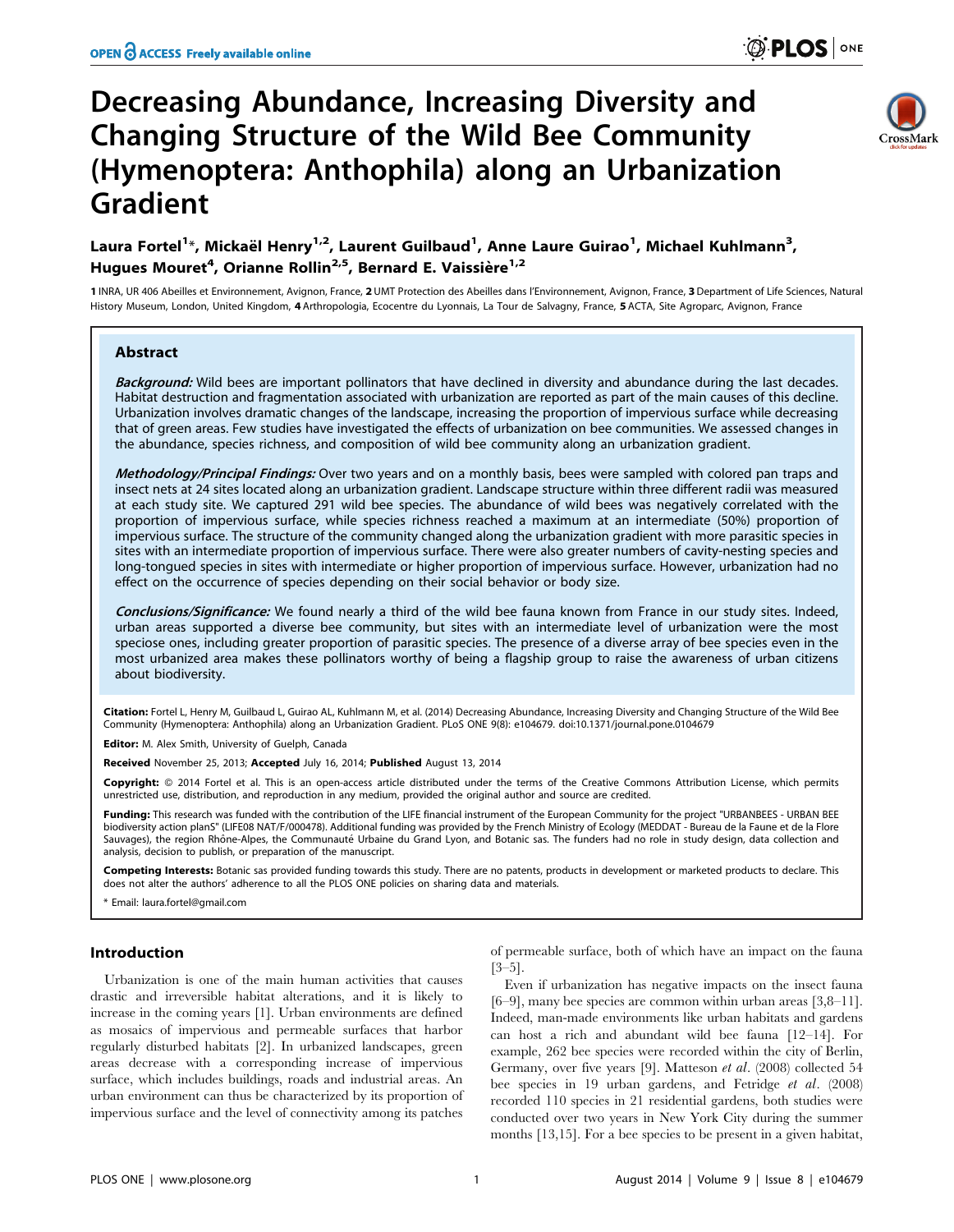# Decreasing Abundance, Increasing Diversity and Changing Structure of the Wild Bee Community (Hymenoptera: Anthophila) along an Urbanization Gradient

Laura Fortel[1]*, Mickaël Henry[1,2], Laurent Guilbaud[1], Anne Laure Guirao[1], Michael Kuhlmann[3], Hugues Mouret[4], Orianne Rollin[2,5], Bernard E. Vaissière[1,2]

1 INRA, UR 406 Abeilles et Environnement, Avignon, France, 2 UMT Protection des Abeilles dans l'Environnement, Avignon, France, 3 Department of Life Sciences, Natural History Museum, London, United Kingdom, 4 Arthropologia, Ecocentre du Lyonnais, La Tour de Salvagny, France, 5 ACTA, Site Agroparc, Avignon, France

## Abstract

***Background:*** Wild bees are important pollinators that have declined in diversity and abundance during the last decades. Habitat destruction and fragmentation associated with urbanization are reported as part of the main causes of this decline. Urbanization involves dramatic changes of the landscape, increasing the proportion of impervious surface while decreasing that of green areas. Few studies have investigated the effects of urbanization on bee communities. We assessed changes in the abundance, species richness, and composition of wild bee community along an urbanization gradient.

***Methodology/Principal Findings:*** Over two years and on a monthly basis, bees were sampled with colored pan traps and insect nets at 24 sites located along an urbanization gradient. Landscape structure within three different radii was measured at each study site. We captured 291 wild bee species. The abundance of wild bees was negatively correlated with the proportion of impervious surface, while species richness reached a maximum at an intermediate (50%) proportion of impervious surface. The structure of the community changed along the urbanization gradient with more parasitic species in sites with an intermediate proportion of impervious surface. There were also greater numbers of cavity-nesting species and long-tongued species in sites with intermediate or higher proportion of impervious surface. However, urbanization had no effect on the occurrence of species depending on their social behavior or body size.

***Conclusions/Significance:*** We found nearly a third of the wild bee fauna known from France in our study sites. Indeed, urban areas supported a diverse bee community, but sites with an intermediate level of urbanization were the most speciose ones, including greater proportion of parasitic species. The presence of a diverse array of bee species even in the most urbanized area makes these pollinators worthy of being a flagship group to raise the awareness of urban citizens about biodiversity.

**Citation:** Fortel L, Henry M, Guilbaud L, Guirao AL, Kuhlmann M, et al. (2014) Decreasing Abundance, Increasing Diversity and Changing Structure of the Wild Bee Community (Hymenoptera: Anthophila) along an Urbanization Gradient. PLoS ONE 9(8): e104679. doi:10.1371/journal.pone.0104679

**Editor:** M. Alex Smith, University of Guelph, Canada

**Received** November 25, 2013; **Accepted** July 16, 2014; **Published** August 13, 2014

**Copyright:** © 2014 Fortel et al. This is an open-access article distributed under the terms of the Creative Commons Attribution License, which permits unrestricted use, distribution, and reproduction in any medium, provided the original author and source are credited.

**Funding:** This research was funded with the contribution of the LIFE financial instrument of the European Community for the project "URBANBEES - URBAN BEE biodiversity action planS" (LIFE08 NAT/F/000478). Additional funding was provided by the French Ministry of Ecology (MEDDAT - Bureau de la Faune et de la Flore Sauvages), the region Rhône-Alpes, the Communauté Urbaine du Grand Lyon, and Botanic sas. The funders had no role in study design, data collection and analysis, decision to publish, or preparation of the manuscript.

**Competing Interests:** Botanic sas provided funding towards this study. There are no patents, products in development or marketed products to declare. This does not alter the authors' adherence to all the PLOS ONE policies on sharing data and materials.

* Email: laura.fortel@gmail.com

## Introduction

Urbanization is one of the main human activities that causes drastic and irreversible habitat alterations, and it is likely to increase in the coming years [1]. Urban environments are defined as mosaics of impervious and permeable surfaces that harbor regularly disturbed habitats [2]. In urbanized landscapes, green areas decrease with a corresponding increase of impervious surface, which includes buildings, roads and industrial areas. An urban environment can thus be characterized by its proportion of impervious surface and the level of connectivity among its patches of permeable surface, both of which have an impact on the fauna [3–5].

Even if urbanization has negative impacts on the insect fauna [6–9], many bee species are common within urban areas [3,8–11]. Indeed, man-made environments like urban habitats and gardens can host a rich and abundant wild bee fauna [12–14]. For example, 262 bee species were recorded within the city of Berlin, Germany, over five years [9]. Matteson *et al*. (2008) collected 54 bee species in 19 urban gardens, and Fetridge *et al*. (2008) recorded 110 species in 21 residential gardens, both studies were conducted over two years in New York City during the summer months [13,15]. For a bee species to be present in a given habitat,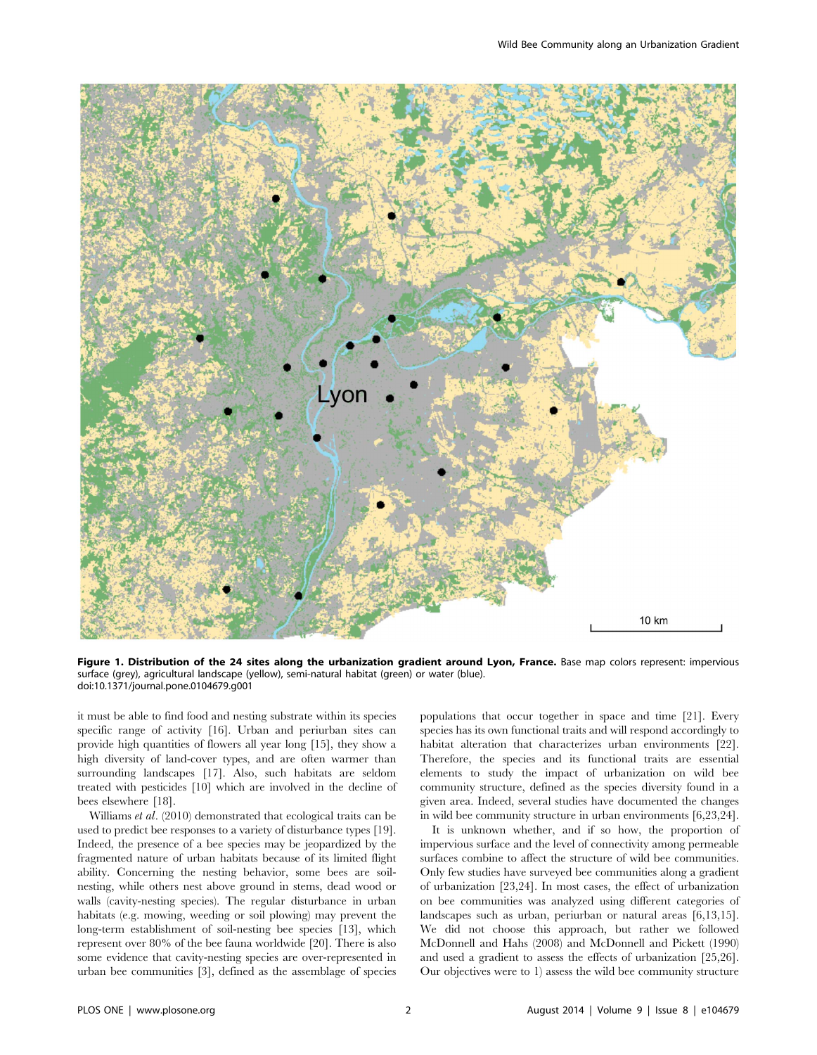**Figure 1. Distribution of the 24 sites along the urbanization gradient around Lyon, France.** Base map colors represent: impervious surface (grey), agricultural landscape (yellow), semi-natural habitat (green) or water (blue).
doi:10.1371/journal.pone.0104679.g001

it must be able to find food and nesting substrate within its species specific range of activity [16]. Urban and periurban sites can provide high quantities of flowers all year long [15], they show a high diversity of land-cover types, and are often warmer than surrounding landscapes [17]. Also, such habitats are seldom treated with pesticides [10] which are involved in the decline of bees elsewhere [18].

Williams *et al*. (2010) demonstrated that ecological traits can be used to predict bee responses to a variety of disturbance types [19]. Indeed, the presence of a bee species may be jeopardized by the fragmented nature of urban habitats because of its limited flight ability. Concerning the nesting behavior, some bees are soil-nesting, while others nest above ground in stems, dead wood or walls (cavity-nesting species). The regular disturbance in urban habitats (e.g. mowing, weeding or soil plowing) may prevent the long-term establishment of soil-nesting bee species [13], which represent over 80% of the bee fauna worldwide [20]. There is also some evidence that cavity-nesting species are over-represented in urban bee communities [3], defined as the assemblage of species populations that occur together in space and time [21]. Every species has its own functional traits and will respond accordingly to habitat alteration that characterizes urban environments [22]. Therefore, the species and its functional traits are essential elements to study the impact of urbanization on wild bee community structure, defined as the species diversity found in a given area. Indeed, several studies have documented the changes in wild bee community structure in urban environments [6,23,24].

It is unknown whether, and if so how, the proportion of impervious surface and the level of connectivity among permeable surfaces combine to affect the structure of wild bee communities. Only few studies have surveyed bee communities along a gradient of urbanization [23,24]. In most cases, the effect of urbanization on bee communities was analyzed using different categories of landscapes such as urban, periurban or natural areas [6,13,15]. We did not choose this approach, but rather we followed McDonnell and Hahs (2008) and McDonnell and Pickett (1990) and used a gradient to assess the effects of urbanization [25,26]. Our objectives were to 1) assess the wild bee community structure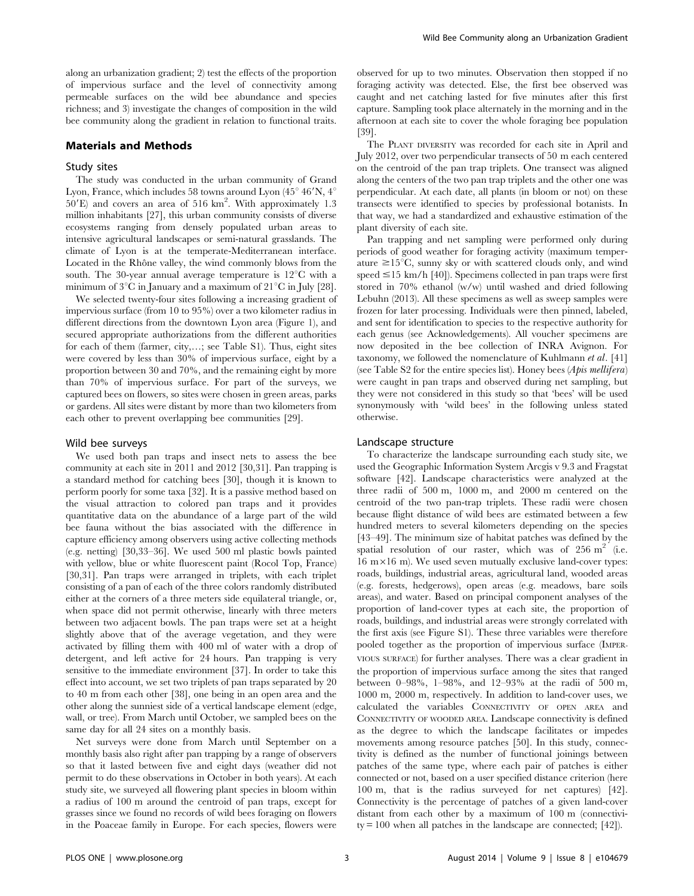along an urbanization gradient; 2) test the effects of the proportion of impervious surface and the level of connectivity among permeable surfaces on the wild bee abundance and species richness; and 3) investigate the changes of composition in the wild bee community along the gradient in relation to functional traits.

## Materials and Methods

### Study sites

The study was conducted in the urban community of Grand Lyon, France, which includes 58 towns around Lyon (45° 46′N, 4° 50′E) and covers an area of 516 km$^2$. With approximately 1.3 million inhabitants [27], this urban community consists of diverse ecosystems ranging from densely populated urban areas to intensive agricultural landscapes or semi-natural grasslands. The climate of Lyon is at the temperate-Mediterranean interface. Located in the Rhône valley, the wind commonly blows from the south. The 30-year annual average temperature is 12°C with a minimum of 3°C in January and a maximum of 21°C in July [28].

We selected twenty-four sites following a increasing gradient of impervious surface (from 10 to 95%) over a two kilometer radius in different directions from the downtown Lyon area (Figure 1), and secured appropriate authorizations from the different authorities for each of them (farmer, city,…; see Table S1). Thus, eight sites were covered by less than 30% of impervious surface, eight by a proportion between 30 and 70%, and the remaining eight by more than 70% of impervious surface. For part of the surveys, we captured bees on flowers, so sites were chosen in green areas, parks or gardens. All sites were distant by more than two kilometers from each other to prevent overlapping bee communities [29].

### Wild bee surveys

We used both pan traps and insect nets to assess the bee community at each site in 2011 and 2012 [30,31]. Pan trapping is a standard method for catching bees [30], though it is known to perform poorly for some taxa [32]. It is a passive method based on the visual attraction to colored pan traps and it provides quantitative data on the abundance of a large part of the wild bee fauna without the bias associated with the difference in capture efficiency among observers using active collecting methods (e.g. netting) [30,33–36]. We used 500 ml plastic bowls painted with yellow, blue or white fluorescent paint (Rocol Top, France) [30,31]. Pan traps were arranged in triplets, with each triplet consisting of a pan of each of the three colors randomly distributed either at the corners of a three meters side equilateral triangle, or, when space did not permit otherwise, linearly with three meters between two adjacent bowls. The pan traps were set at a height slightly above that of the average vegetation, and they were activated by filling them with 400 ml of water with a drop of detergent, and left active for 24 hours. Pan trapping is very sensitive to the immediate environment [37]. In order to take this effect into account, we set two triplets of pan traps separated by 20 to 40 m from each other [38], one being in an open area and the other along the sunniest side of a vertical landscape element (edge, wall, or tree). From March until October, we sampled bees on the same day for all 24 sites on a monthly basis.

Net surveys were done from March until September on a monthly basis also right after pan trapping by a range of observers so that it lasted between five and eight days (weather did not permit to do these observations in October in both years). At each study site, we surveyed all flowering plant species in bloom within a radius of 100 m around the centroid of pan traps, except for grasses since we found no records of wild bees foraging on flowers in the Poaceae family in Europe. For each species, flowers were observed for up to two minutes. Observation then stopped if no foraging activity was detected. Else, the first bee observed was caught and net catching lasted for five minutes after this first capture. Sampling took place alternately in the morning and in the afternoon at each site to cover the whole foraging bee population [39].

The PLANT DIVERSITY was recorded for each site in April and July 2012, over two perpendicular transects of 50 m each centered on the centroid of the pan trap triplets. One transect was aligned along the centers of the two pan trap triplets and the other one was perpendicular. At each date, all plants (in bloom or not) on these transects were identified to species by professional botanists. In that way, we had a standardized and exhaustive estimation of the plant diversity of each site.

Pan trapping and net sampling were performed only during periods of good weather for foraging activity (maximum temperature ≥15°C, sunny sky or with scattered clouds only, and wind speed ≤15 km/h [40]). Specimens collected in pan traps were first stored in 70% ethanol (w/w) until washed and dried following Lebuhn (2013). All these specimens as well as sweep samples were frozen for later processing. Individuals were then pinned, labeled, and sent for identification to species to the respective authority for each genus (see Acknowledgements). All voucher specimens are now deposited in the bee collection of INRA Avignon. For taxonomy, we followed the nomenclature of Kuhlmann *et al*. [41] (see Table S2 for the entire species list). Honey bees (*Apis mellifera*) were caught in pan traps and observed during net sampling, but they were not considered in this study so that 'bees' will be used synonymously with 'wild bees' in the following unless stated otherwise.

### Landscape structure

To characterize the landscape surrounding each study site, we used the Geographic Information System Arcgis v 9.3 and Fragstat software [42]. Landscape characteristics were analyzed at the three radii of 500 m, 1000 m, and 2000 m centered on the centroid of the two pan-trap triplets. These radii were chosen because flight distance of wild bees are estimated between a few hundred meters to several kilometers depending on the species [43–49]. The minimum size of habitat patches was defined by the spatial resolution of our raster, which was of 256 m$^2$ (i.e. 16 m×16 m). We used seven mutually exclusive land-cover types: roads, buildings, industrial areas, agricultural land, wooded areas (e.g. forests, hedgerows), open areas (e.g. meadows, bare soils areas), and water. Based on principal component analyses of the proportion of land-cover types at each site, the proportion of roads, buildings, and industrial areas were strongly correlated with the first axis (see Figure S1). These three variables were therefore pooled together as the proportion of impervious surface (IMPERVIOUS SURFACE) for further analyses. There was a clear gradient in the proportion of impervious surface among the sites that ranged between 0–98%, 1–98%, and 12–93% at the radii of 500 m, 1000 m, 2000 m, respectively. In addition to land-cover uses, we calculated the variables CONNECTIVITY OF OPEN AREA and CONNECTIVITY OF WOODED AREA. Landscape connectivity is defined as the degree to which the landscape facilitates or impedes movements among resource patches [50]. In this study, connectivity is defined as the number of functional joinings between patches of the same type, where each pair of patches is either connected or not, based on a user specified distance criterion (here 100 m, that is the radius surveyed for net captures) [42]. Connectivity is the percentage of patches of a given land-cover distant from each other by a maximum of 100 m (connectivity = 100 when all patches in the landscape are connected; [42]).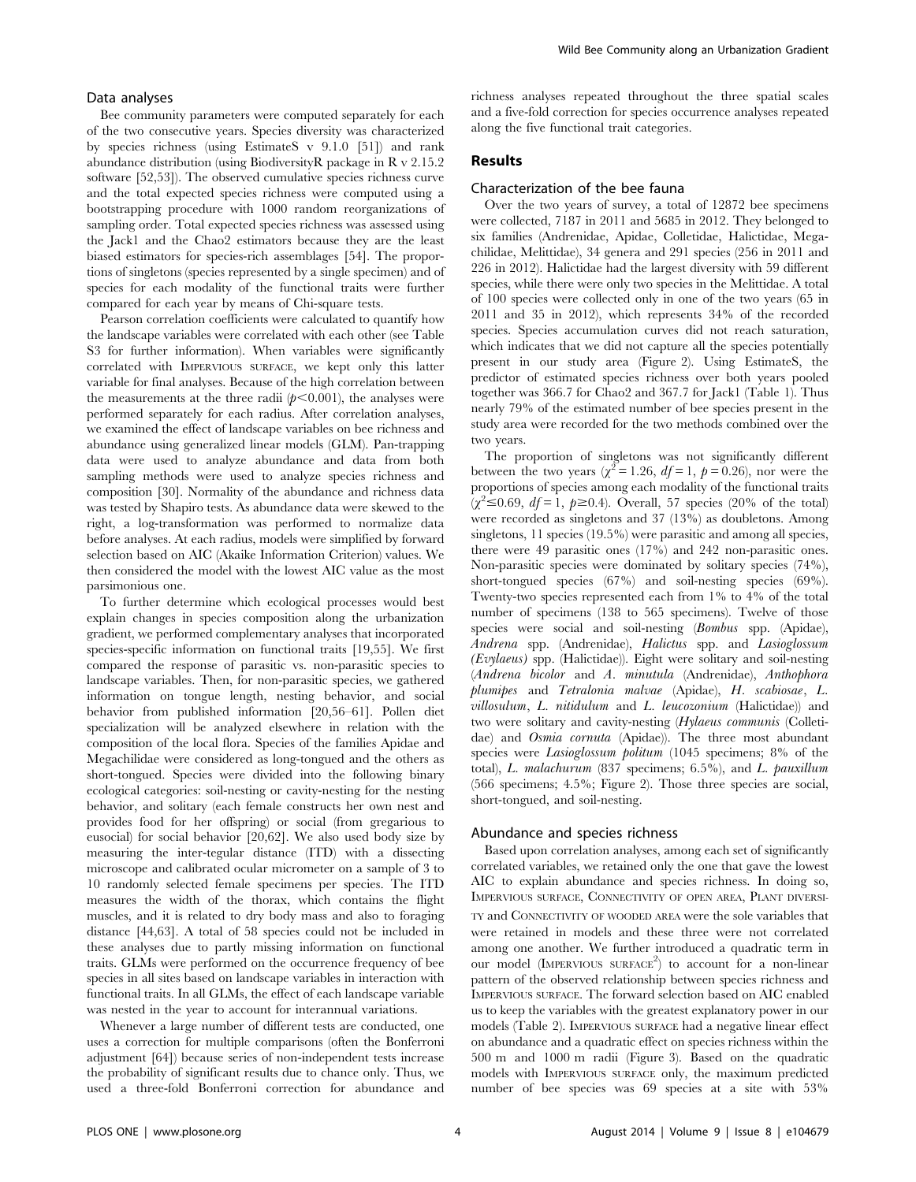### Data analyses

Bee community parameters were computed separately for each of the two consecutive years. Species diversity was characterized by species richness (using EstimateS v 9.1.0 [51]) and rank abundance distribution (using BiodiversityR package in R v 2.15.2 software [52,53]). The observed cumulative species richness curve and the total expected species richness were computed using a bootstrapping procedure with 1000 random reorganizations of sampling order. Total expected species richness was assessed using the Jack1 and the Chao2 estimators because they are the least biased estimators for species-rich assemblages [54]. The proportions of singletons (species represented by a single specimen) and of species for each modality of the functional traits were further compared for each year by means of Chi-square tests.

Pearson correlation coefficients were calculated to quantify how the landscape variables were correlated with each other (see Table S3 for further information). When variables were significantly correlated with Impervious surface, we kept only this latter variable for final analyses. Because of the high correlation between the measurements at the three radii ($p<0.001$), the analyses were performed separately for each radius. After correlation analyses, we examined the effect of landscape variables on bee richness and abundance using generalized linear models (GLM). Pan-trapping data were used to analyze abundance and data from both sampling methods were used to analyze species richness and composition [30]. Normality of the abundance and richness data was tested by Shapiro tests. As abundance data were skewed to the right, a log-transformation was performed to normalize data before analyses. At each radius, models were simplified by forward selection based on AIC (Akaike Information Criterion) values. We then considered the model with the lowest AIC value as the most parsimonious one.

To further determine which ecological processes would best explain changes in species composition along the urbanization gradient, we performed complementary analyses that incorporated species-specific information on functional traits [19,55]. We first compared the response of parasitic vs. non-parasitic species to landscape variables. Then, for non-parasitic species, we gathered information on tongue length, nesting behavior, and social behavior from published information [20,56–61]. Pollen diet specialization will be analyzed elsewhere in relation with the composition of the local flora. Species of the families Apidae and Megachilidae were considered as long-tongued and the others as short-tongued. Species were divided into the following binary ecological categories: soil-nesting or cavity-nesting for the nesting behavior, and solitary (each female constructs her own nest and provides food for her offspring) or social (from gregarious to eusocial) for social behavior [20,62]. We also used body size by measuring the inter-tegular distance (ITD) with a dissecting microscope and calibrated ocular micrometer on a sample of 3 to 10 randomly selected female specimens per species. The ITD measures the width of the thorax, which contains the flight muscles, and it is related to dry body mass and also to foraging distance [44,63]. A total of 58 species could not be included in these analyses due to partly missing information on functional traits. GLMs were performed on the occurrence frequency of bee species in all sites based on landscape variables in interaction with functional traits. In all GLMs, the effect of each landscape variable was nested in the year to account for interannual variations.

Whenever a large number of different tests are conducted, one uses a correction for multiple comparisons (often the Bonferroni adjustment [64]) because series of non-independent tests increase the probability of significant results due to chance only. Thus, we used a three-fold Bonferroni correction for abundance and richness analyses repeated throughout the three spatial scales and a five-fold correction for species occurrence analyses repeated along the five functional trait categories.

## Results

### Characterization of the bee fauna

Over the two years of survey, a total of 12872 bee specimens were collected, 7187 in 2011 and 5685 in 2012. They belonged to six families (Andrenidae, Apidae, Colletidae, Halictidae, Megachilidae, Melittidae), 34 genera and 291 species (256 in 2011 and 226 in 2012). Halictidae had the largest diversity with 59 different species, while there were only two species in the Melittidae. A total of 100 species were collected only in one of the two years (65 in 2011 and 35 in 2012), which represents 34% of the recorded species. Species accumulation curves did not reach saturation, which indicates that we did not capture all the species potentially present in our study area (Figure 2). Using EstimateS, the predictor of estimated species richness over both years pooled together was 366.7 for Chao2 and 367.7 for Jack1 (Table 1). Thus nearly 79% of the estimated number of bee species present in the study area were recorded for the two methods combined over the two years.

The proportion of singletons was not significantly different between the two years ($\chi^2=1.26$, $df=1$, $p=0.26$), nor were the proportions of species among each modality of the functional traits ($\chi^2\leq0.69$, $df=1$, $p\geq0.4$). Overall, 57 species (20% of the total) were recorded as singletons and 37 (13%) as doubletons. Among singletons, 11 species (19.5%) were parasitic and among all species, there were 49 parasitic ones (17%) and 242 non-parasitic ones. Non-parasitic species were dominated by solitary species (74%), short-tongued species (67%) and soil-nesting species (69%). Twenty-two species represented each from 1% to 4% of the total number of specimens (138 to 565 specimens). Twelve of those species were social and soil-nesting (*Bombus* spp. (Apidae), *Andrena* spp. (Andrenidae), *Halictus* spp. and *Lasioglossum (Evylaeus)* spp. (Halictidae)). Eight were solitary and soil-nesting (*Andrena bicolor* and *A. minutula* (Andrenidae), *Anthophora plumipes* and *Tetralonia malvae* (Apidae), *H. scabiosae*, *L. villosulum*, *L. nitidulum* and *L. leucozonium* (Halictidae)) and two were solitary and cavity-nesting (*Hylaeus communis* (Colletidae) and *Osmia cornuta* (Apidae)). The three most abundant species were *Lasioglossum politum* (1045 specimens; 8% of the total), *L. malachurum* (837 specimens; 6.5%), and *L. pauxillum* (566 specimens; 4.5%; Figure 2). Those three species are social, short-tongued, and soil-nesting.

### Abundance and species richness

Based upon correlation analyses, among each set of significantly correlated variables, we retained only the one that gave the lowest AIC to explain abundance and species richness. In doing so, Impervious surface, Connectivity of open area, Plant diversity and Connectivity of wooded area were the sole variables that were retained in models and these three were not correlated among one another. We further introduced a quadratic term in our model (Impervious surface$^2$) to account for a non-linear pattern of the observed relationship between species richness and Impervious surface. The forward selection based on AIC enabled us to keep the variables with the greatest explanatory power in our models (Table 2). Impervious surface had a negative linear effect on abundance and a quadratic effect on species richness within the 500 m and 1000 m radii (Figure 3). Based on the quadratic models with Impervious surface only, the maximum predicted number of bee species was 69 species at a site with 53%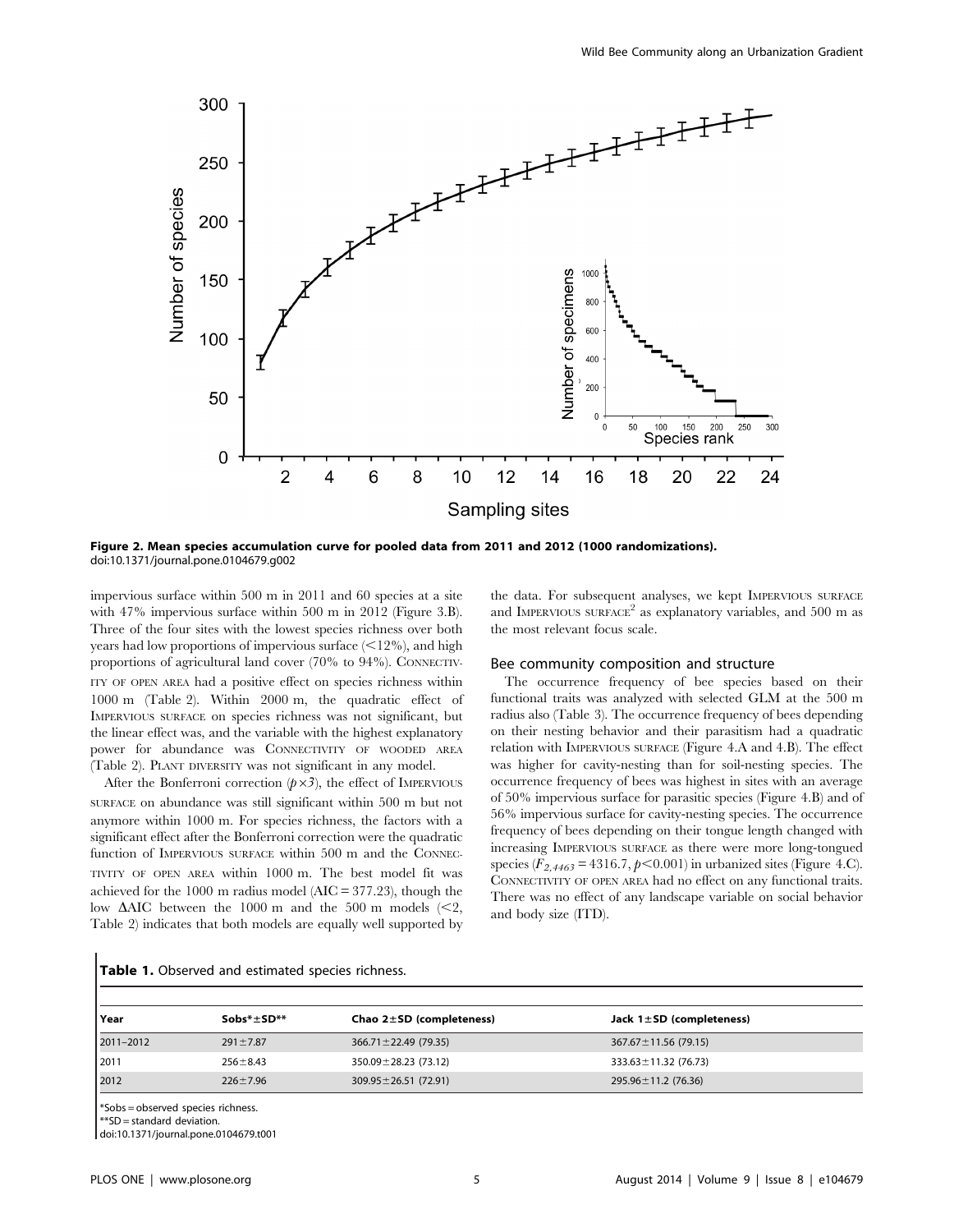**Figure 2. Mean species accumulation curve for pooled data from 2011 and 2012 (1000 randomizations).**
doi:10.1371/journal.pone.0104679.g002

impervious surface within 500 m in 2011 and 60 species at a site with 47% impervious surface within 500 m in 2012 (Figure 3.B). Three of the four sites with the lowest species richness over both years had low proportions of impervious surface (<12%), and high proportions of agricultural land cover (70% to 94%). Connectivity of open area had a positive effect on species richness within 1000 m (Table 2). Within 2000 m, the quadratic effect of Impervious surface on species richness was not significant, but the linear effect was, and the variable with the highest explanatory power for abundance was Connectivity of wooded area (Table 2). Plant diversity was not significant in any model.

After the Bonferroni correction ($p \times 3$), the effect of Impervious surface on abundance was still significant within 500 m but not anymore within 1000 m. For species richness, the factors with a significant effect after the Bonferroni correction were the quadratic function of Impervious surface within 500 m and the Connectivity of open area within 1000 m. The best model fit was achieved for the 1000 m radius model (AIC = 377.23), though the low ΔAIC between the 1000 m and the 500 m models (<2, Table 2) indicates that both models are equally well supported by the data. For subsequent analyses, we kept Impervious surface and Impervious surface$^2$ as explanatory variables, and 500 m as the most relevant focus scale.

### Bee community composition and structure

The occurrence frequency of bee species based on their functional traits was analyzed with selected GLM at the 500 m radius also (Table 3). The occurrence frequency of bees depending on their nesting behavior and their parasitism had a quadratic relation with Impervious surface (Figure 4.A and 4.B). The effect was higher for cavity-nesting than for soil-nesting species. The occurrence frequency of bees was highest in sites with an average of 50% impervious surface for parasitic species (Figure 4.B) and of 56% impervious surface for cavity-nesting species. The occurrence frequency of bees depending on their tongue length changed with increasing Impervious surface as there were more long-tongued species ($F_{2,4463} = 4316.7$, $p < 0.001$) in urbanized sites (Figure 4.C). Connectivity of open area had no effect on any functional traits. There was no effect of any landscape variable on social behavior and body size (ITD).

**Table 1.** Observed and estimated species richness.

| Year | Sobs*±SD** | Chao 2±SD (completeness) | Jack 1±SD (completeness) |
|---|---|---|---|
| 2011–2012 | 291±7.87 | 366.71±22.49 (79.35) | 367.67±11.56 (79.15) |
| 2011 | 256±8.43 | 350.09±28.23 (73.12) | 333.63±11.32 (76.73) |
| 2012 | 226±7.96 | 309.95±26.51 (72.91) | 295.96±11.2 (76.36) |

*Sobs = observed species richness.
**SD = standard deviation.
doi:10.1371/journal.pone.0104679.t001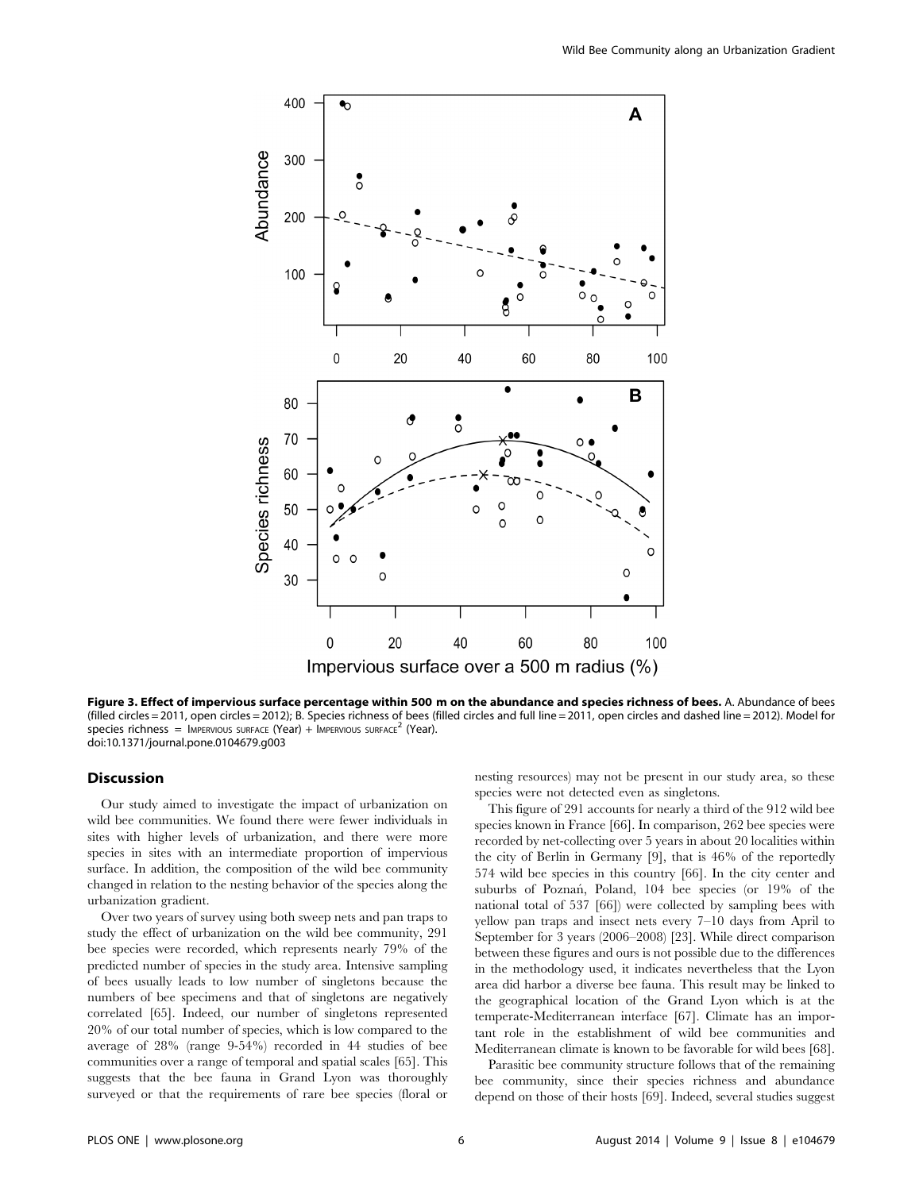**Figure 3. Effect of impervious surface percentage within 500 m on the abundance and species richness of bees.** A. Abundance of bees (filled circles = 2011, open circles = 2012); B. Species richness of bees (filled circles and full line = 2011, open circles and dashed line = 2012). Model for species richness = Impervious surface (Year) + Impervious surface$^2$ (Year).
doi:10.1371/journal.pone.0104679.g003

## Discussion

Our study aimed to investigate the impact of urbanization on wild bee communities. We found there were fewer individuals in sites with higher levels of urbanization, and there were more species in sites with an intermediate proportion of impervious surface. In addition, the composition of the wild bee community changed in relation to the nesting behavior of the species along the urbanization gradient.

Over two years of survey using both sweep nets and pan traps to study the effect of urbanization on the wild bee community, 291 bee species were recorded, which represents nearly 79% of the predicted number of species in the study area. Intensive sampling of bees usually leads to low number of singletons because the numbers of bee specimens and that of singletons are negatively correlated [65]. Indeed, our number of singletons represented 20% of our total number of species, which is low compared to the average of 28% (range 9-54%) recorded in 44 studies of bee communities over a range of temporal and spatial scales [65]. This suggests that the bee fauna in Grand Lyon was thoroughly surveyed or that the requirements of rare bee species (floral or nesting resources) may not be present in our study area, so these species were not detected even as singletons.

This figure of 291 accounts for nearly a third of the 912 wild bee species known in France [66]. In comparison, 262 bee species were recorded by net-collecting over 5 years in about 20 localities within the city of Berlin in Germany [9], that is 46% of the reportedly 574 wild bee species in this country [66]. In the city center and suburbs of Poznań, Poland, 104 bee species (or 19% of the national total of 537 [66]) were collected by sampling bees with yellow pan traps and insect nets every 7–10 days from April to September for 3 years (2006–2008) [23]. While direct comparison between these figures and ours is not possible due to the differences in the methodology used, it indicates nevertheless that the Lyon area did harbor a diverse bee fauna. This result may be linked to the geographical location of the Grand Lyon which is at the temperate-Mediterranean interface [67]. Climate has an important role in the establishment of wild bee communities and Mediterranean climate is known to be favorable for wild bees [68].

Parasitic bee community structure follows that of the remaining bee community, since their species richness and abundance depend on those of their hosts [69]. Indeed, several studies suggest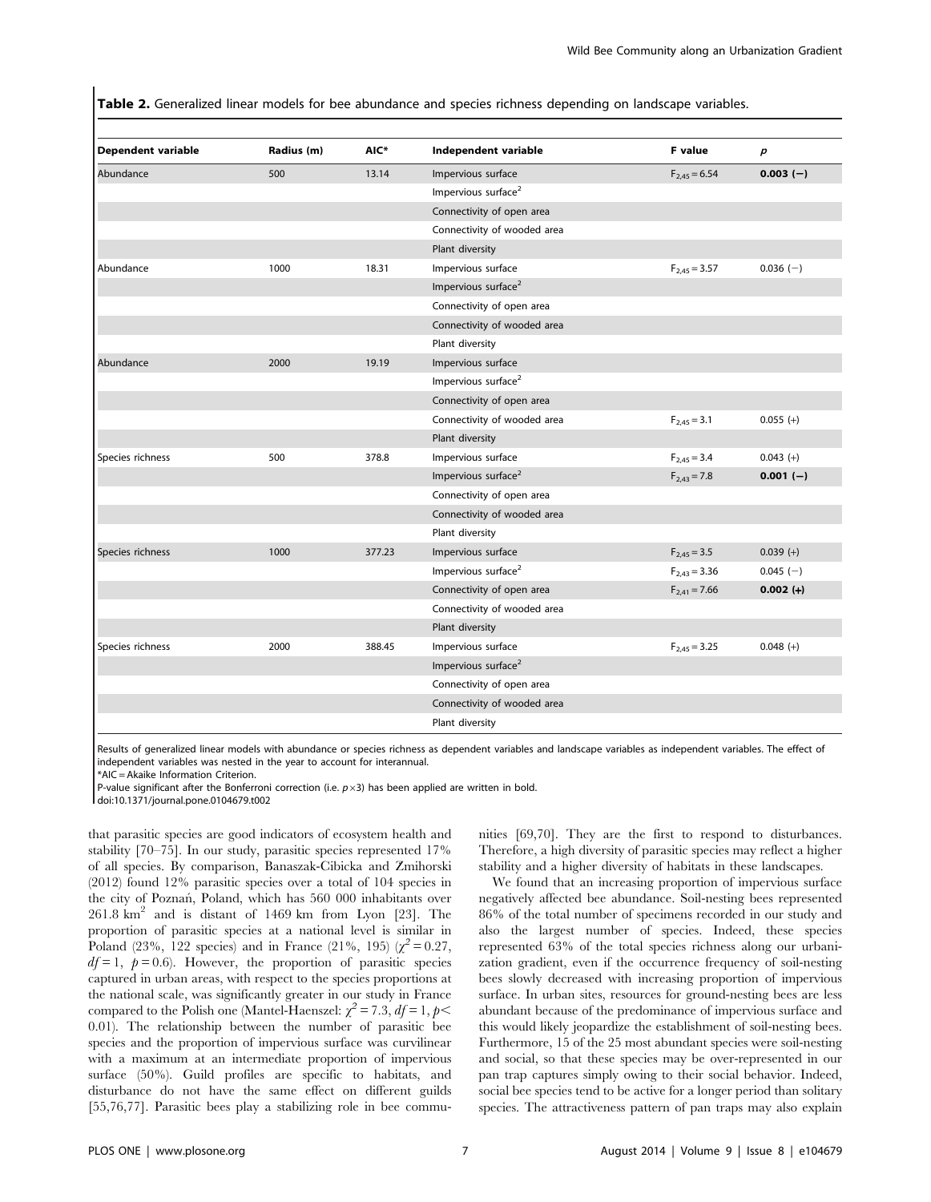**Table 2.** Generalized linear models for bee abundance and species richness depending on landscape variables.

| Dependent variable | Radius (m) | AIC* | Independent variable | F value | *p* |
|---|---|---|---|---|---|
| Abundance | 500 | 13.14 | Impervious surface | $F_{2,45} = 6.54$ | **0.003 (−)** |
| | | | Impervious surface$^2$ | | |
| | | | Connectivity of open area | | |
| | | | Connectivity of wooded area | | |
| | | | Plant diversity | | |
| Abundance | 1000 | 18.31 | Impervious surface | $F_{2,45} = 3.57$ | 0.036 (−) |
| | | | Impervious surface$^2$ | | |
| | | | Connectivity of open area | | |
| | | | Connectivity of wooded area | | |
| | | | Plant diversity | | |
| Abundance | 2000 | 19.19 | Impervious surface | | |
| | | | Impervious surface$^2$ | | |
| | | | Connectivity of open area | | |
| | | | Connectivity of wooded area | $F_{2,45} = 3.1$ | 0.055 (+) |
| | | | Plant diversity | | |
| Species richness | 500 | 378.8 | Impervious surface | $F_{2,45} = 3.4$ | 0.043 (+) |
| | | | Impervious surface$^2$ | $F_{2,43} = 7.8$ | **0.001 (−)** |
| | | | Connectivity of open area | | |
| | | | Connectivity of wooded area | | |
| | | | Plant diversity | | |
| Species richness | 1000 | 377.23 | Impervious surface | $F_{2,45} = 3.5$ | 0.039 (+) |
| | | | Impervious surface$^2$ | $F_{2,43} = 3.36$ | 0.045 (−) |
| | | | Connectivity of open area | $F_{2,41} = 7.66$ | **0.002 (+)** |
| | | | Connectivity of wooded area | | |
| | | | Plant diversity | | |
| Species richness | 2000 | 388.45 | Impervious surface | $F_{2,45} = 3.25$ | 0.048 (+) |
| | | | Impervious surface$^2$ | | |
| | | | Connectivity of open area | | |
| | | | Connectivity of wooded area | | |
| | | | Plant diversity | | |

Results of generalized linear models with abundance or species richness as dependent variables and landscape variables as independent variables. The effect of independent variables was nested in the year to account for interannual.

*AIC = Akaike Information Criterion.

P-value significant after the Bonferroni correction (i.e. $p \times 3$) has been applied are written in bold.

doi:10.1371/journal.pone.0104679.t002

that parasitic species are good indicators of ecosystem health and stability [70–75]. In our study, parasitic species represented 17% of all species. By comparison, Banaszak-Cibicka and Zmihorski (2012) found 12% parasitic species over a total of 104 species in the city of Poznań, Poland, which has 560 000 inhabitants over 261.8 km$^2$ and is distant of 1469 km from Lyon [23]. The proportion of parasitic species at a national level is similar in Poland (23%, 122 species) and in France (21%, 195) ($\chi^2 = 0.27$, $df = 1$, $p = 0.6$). However, the proportion of parasitic species captured in urban areas, with respect to the species proportions at the national scale, was significantly greater in our study in France compared to the Polish one (Mantel-Haenszel: $\chi^2 = 7.3$, $df = 1$, $p < 0.01$). The relationship between the number of parasitic bee species and the proportion of impervious surface was curvilinear with a maximum at an intermediate proportion of impervious surface (50%). Guild profiles are specific to habitats, and disturbance do not have the same effect on different guilds [55,76,77]. Parasitic bees play a stabilizing role in bee communities [69,70]. They are the first to respond to disturbances. Therefore, a high diversity of parasitic species may reflect a higher stability and a higher diversity of habitats in these landscapes.

We found that an increasing proportion of impervious surface negatively affected bee abundance. Soil-nesting bees represented 86% of the total number of specimens recorded in our study and also the largest number of species. Indeed, these species represented 63% of the total species richness along our urbanization gradient, even if the occurrence frequency of soil-nesting bees slowly decreased with increasing proportion of impervious surface. In urban sites, resources for ground-nesting bees are less abundant because of the predominance of impervious surface and this would likely jeopardize the establishment of soil-nesting bees. Furthermore, 15 of the 25 most abundant species were soil-nesting and social, so that these species may be over-represented in our pan trap captures simply owing to their social behavior. Indeed, social bee species tend to be active for a longer period than solitary species. The attractiveness pattern of pan traps may also explain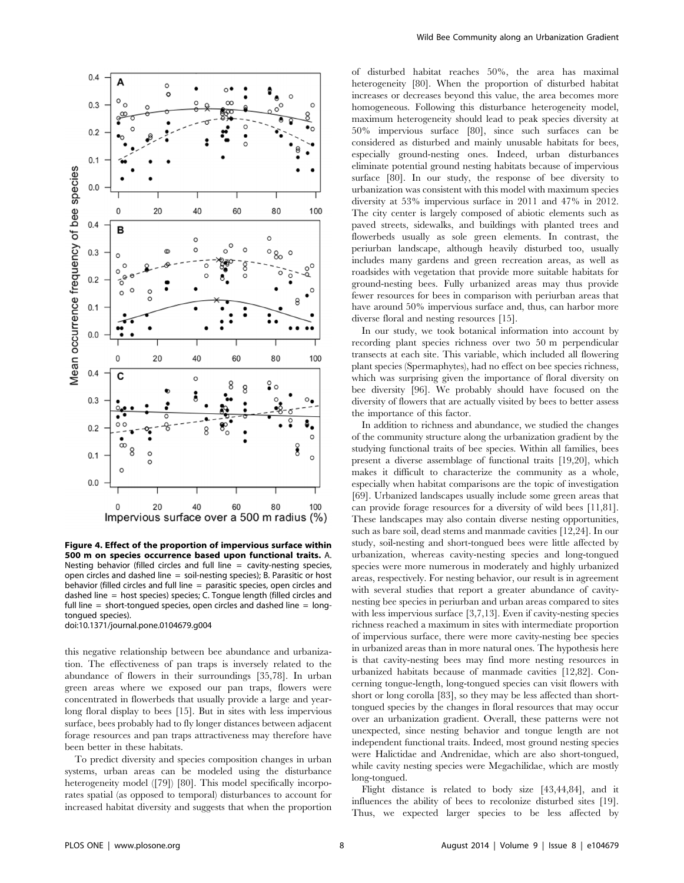**Figure 4. Effect of the proportion of impervious surface within 500 m on species occurrence based upon functional traits.** A. Nesting behavior (filled circles and full line = cavity-nesting species, open circles and dashed line = soil-nesting species); B. Parasitic or host behavior (filled circles and full line = parasitic species, open circles and dashed line = host species) species; C. Tongue length (filled circles and full line = short-tongued species, open circles and dashed line = long-tongued species).
doi:10.1371/journal.pone.0104679.g004

this negative relationship between bee abundance and urbanization. The effectiveness of pan traps is inversely related to the abundance of flowers in their surroundings [35,78]. In urban green areas where we exposed our pan traps, flowers were concentrated in flowerbeds that usually provide a large and year-long floral display to bees [15]. But in sites with less impervious surface, bees probably had to fly longer distances between adjacent forage resources and pan traps attractiveness may therefore have been better in these habitats.

To predict diversity and species composition changes in urban systems, urban areas can be modeled using the disturbance heterogeneity model ([79]) [80]. This model specifically incorporates spatial (as opposed to temporal) disturbances to account for increased habitat diversity and suggests that when the proportion of disturbed habitat reaches 50%, the area has maximal heterogeneity [80]. When the proportion of disturbed habitat increases or decreases beyond this value, the area becomes more homogeneous. Following this disturbance heterogeneity model, maximum heterogeneity should lead to peak species diversity at 50% impervious surface [80], since such surfaces can be considered as disturbed and mainly unusable habitats for bees, especially ground-nesting ones. Indeed, urban disturbances eliminate potential ground nesting habitats because of impervious surface [80]. In our study, the response of bee diversity to urbanization was consistent with this model with maximum species diversity at 53% impervious surface in 2011 and 47% in 2012. The city center is largely composed of abiotic elements such as paved streets, sidewalks, and buildings with planted trees and flowerbeds usually as sole green elements. In contrast, the periurban landscape, although heavily disturbed too, usually includes many gardens and green recreation areas, as well as roadsides with vegetation that provide more suitable habitats for ground-nesting bees. Fully urbanized areas may thus provide fewer resources for bees in comparison with periurban areas that have around 50% impervious surface and, thus, can harbor more diverse floral and nesting resources [15].

In our study, we took botanical information into account by recording plant species richness over two 50 m perpendicular transects at each site. This variable, which included all flowering plant species (Spermaphytes), had no effect on bee species richness, which was surprising given the importance of floral diversity on bee diversity [96]. We probably should have focused on the diversity of flowers that are actually visited by bees to better assess the importance of this factor.

In addition to richness and abundance, we studied the changes of the community structure along the urbanization gradient by the studying functional traits of bee species. Within all families, bees present a diverse assemblage of functional traits [19,20], which makes it difficult to characterize the community as a whole, especially when habitat comparisons are the topic of investigation [69]. Urbanized landscapes usually include some green areas that can provide forage resources for a diversity of wild bees [11,81]. These landscapes may also contain diverse nesting opportunities, such as bare soil, dead stems and manmade cavities [12,24]. In our study, soil-nesting and short-tongued bees were little affected by urbanization, whereas cavity-nesting species and long-tongued species were more numerous in moderately and highly urbanized areas, respectively. For nesting behavior, our result is in agreement with several studies that report a greater abundance of cavity-nesting bee species in periurban and urban areas compared to sites with less impervious surface [3,7,13]. Even if cavity-nesting species richness reached a maximum in sites with intermediate proportion of impervious surface, there were more cavity-nesting bee species in urbanized areas than in more natural ones. The hypothesis here is that cavity-nesting bees may find more nesting resources in urbanized habitats because of manmade cavities [12,82]. Concerning tongue-length, long-tongued species can visit flowers with short or long corolla [83], so they may be less affected than short-tongued species by the changes in floral resources that may occur over an urbanization gradient. Overall, these patterns were not unexpected, since nesting behavior and tongue length are not independent functional traits. Indeed, most ground nesting species were Halictidae and Andrenidae, which are also short-tongued, while cavity nesting species were Megachilidae, which are mostly long-tongued.

Flight distance is related to body size [43,44,84], and it influences the ability of bees to recolonize disturbed sites [19]. Thus, we expected larger species to be less affected by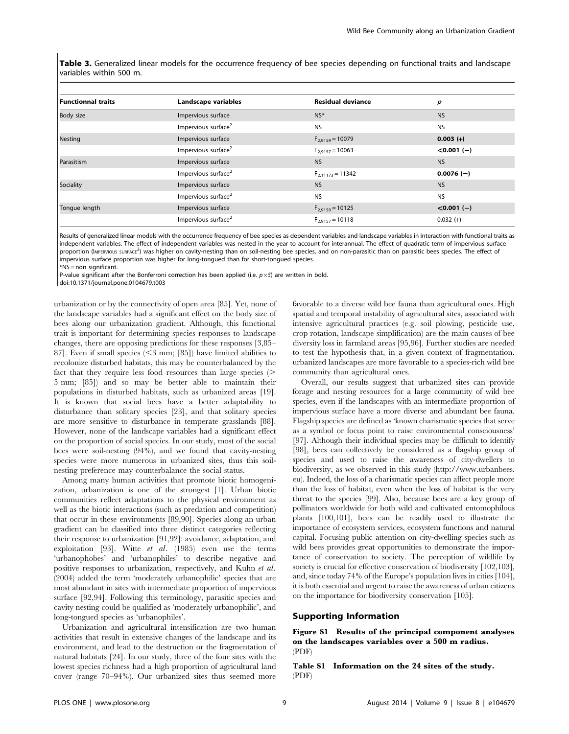**Table 3.** Generalized linear models for the occurrence frequency of bee species depending on functional traits and landscape variables within 500 m.

| Functionnal traits | Landscape variables | Residual deviance | $p$ |
|---|---|---|---|
| Body size | Impervious surface | NS* | NS |
| | Impervious surface$^2$ | NS | NS |
| Nesting | Impervious surface | $F_{2,9159} = 10079$ | **0.003 (+)** |
| | Impervious surface$^2$ | $F_{2,9157} = 10063$ | **<0.001 (−)** |
| Parasitism | Impervious surface | NS | NS |
| | Impervious surface$^2$ | $F_{2,11173} = 11342$ | **0.0076 (−)** |
| Sociality | Impervious surface | NS | NS |
| | Impervious surface$^2$ | NS | NS |
| Tongue length | Impervious surface | $F_{2,9159} = 10125$ | **<0.001 (−)** |
| | Impervious surface$^2$ | $F_{2,9157} = 10118$ | 0.032 (+) |

Results of generalized linear models with the occurrence frequency of bee species as dependent variables and landscape variables in interaction with functional traits as independent variables. The effect of independent variables was nested in the year to account for interannual. The effect of quadratic term of impervious surface proportion (IMPERVIOUS SURFACE$^2$) was higher on cavity-nesting than on soil-nesting bee species, and on non-parasitic than on parasitic bees species. The effect of impervious surface proportion was higher for long-tongued than for short-tongued species.

*NS = non significant.

P-value significant after the Bonferroni correction has been applied (i.e. $p \times 5$) are written in bold.

doi:10.1371/journal.pone.0104679.t003

urbanization or by the connectivity of open area [85]. Yet, none of the landscape variables had a significant effect on the body size of bees along our urbanization gradient. Although, this functional trait is important for determining species responses to landscape changes, there are opposing predictions for these responses [3,85–87]. Even if small species (<3 mm; [85]) have limited abilities to recolonize disturbed habitats, this may be counterbalanced by the fact that they require less food resources than large species (> 5 mm; [85]) and so may be better able to maintain their populations in disturbed habitats, such as urbanized areas [19]. It is known that social bees have a better adaptability to disturbance than solitary species [23], and that solitary species are more sensitive to disturbance in temperate grasslands [88]. However, none of the landscape variables had a significant effect on the proportion of social species. In our study, most of the social bees were soil-nesting (94%), and we found that cavity-nesting species were more numerous in urbanized sites, thus this soil-nesting preference may counterbalance the social status.

Among many human activities that promote biotic homogenization, urbanization is one of the strongest [1]. Urban biotic communities reflect adaptations to the physical environment as well as the biotic interactions (such as predation and competition) that occur in these environments [89,90]. Species along an urban gradient can be classified into three distinct categories reflecting their response to urbanization [91,92]: avoidance, adaptation, and exploitation [93]. Witte *et al.* (1985) even use the terms 'urbanophobes' and 'urbanophiles' to describe negative and positive responses to urbanization, respectively, and Kuhn *et al.* (2004) added the term 'moderately urbanophilic' species that are most abundant in sites with intermediate proportion of impervious surface [92,94]. Following this terminology, parasitic species and cavity nesting could be qualified as 'moderately urbanophilic', and long-tongued species as 'urbanophiles'.

Urbanization and agricultural intensification are two human activities that result in extensive changes of the landscape and its environment, and lead to the destruction or the fragmentation of natural habitats [24]. In our study, three of the four sites with the lowest species richness had a high proportion of agricultural land cover (range 70–94%). Our urbanized sites thus seemed more favorable to a diverse wild bee fauna than agricultural ones. High spatial and temporal instability of agricultural sites, associated with intensive agricultural practices (e.g. soil plowing, pesticide use, crop rotation, landscape simplification) are the main causes of bee diversity loss in farmland areas [95,96]. Further studies are needed to test the hypothesis that, in a given context of fragmentation, urbanized landscapes are more favorable to a species-rich wild bee community than agricultural ones.

Overall, our results suggest that urbanized sites can provide forage and nesting resources for a large community of wild bee species, even if the landscapes with an intermediate proportion of impervious surface have a more diverse and abundant bee fauna. Flagship species are defined as 'known charismatic species that serve as a symbol or focus point to raise environmental consciousness' [97]. Although their individual species may be difficult to identify [98], bees can collectively be considered as a flagship group of species and used to raise the awareness of city-dwellers to biodiversity, as we observed in this study (http://www.urbanbees.eu). Indeed, the loss of a charismatic species can affect people more than the loss of habitat, even when the loss of habitat is the very threat to the species [99]. Also, because bees are a key group of pollinators worldwide for both wild and cultivated entomophilous plants [100,101], bees can be readily used to illustrate the importance of ecosystem services, ecosystem functions and natural capital. Focusing public attention on city-dwelling species such as wild bees provides great opportunities to demonstrate the importance of conservation to society. The perception of wildlife by society is crucial for effective conservation of biodiversity [102,103], and, since today 74% of the Europe's population lives in cities [104], it is both essential and urgent to raise the awareness of urban citizens on the importance for biodiversity conservation [105].

## Supporting Information

**Figure S1 Results of the principal component analyses on the landscapes variables over a 500 m radius.** (PDF)

**Table S1 Information on the 24 sites of the study.** (PDF)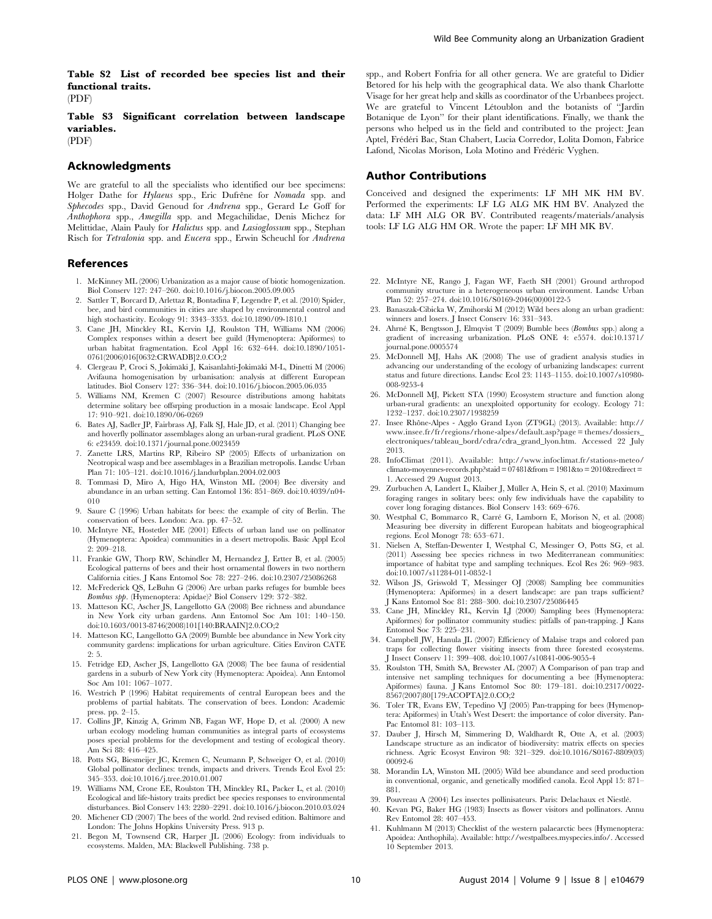**Table S2 List of recorded bee species list and their functional traits.**
(PDF)

**Table S3 Significant correlation between landscape variables.**
(PDF)

## Acknowledgments

We are grateful to all the specialists who identified our bee specimens: Holger Dathe for *Hylaeus* spp., Eric Dufrêne for *Nomada* spp. and *Sphecodes* spp., David Genoud for *Andrena* spp., Gerard Le Goff for *Anthophora* spp., *Amegilla* spp. and Megachilidae, Denis Michez for Melittidae, Alain Pauly for *Halictus* spp. and *Lasioglossum* spp., Stephan Risch for *Tetralonia* spp. and *Eucera* spp., Erwin Scheuchl for *Andrena* spp., and Robert Fonfria for all other genera. We are grateful to Didier Betored for his help with the geographical data. We also thank Charlotte Visage for her great help and skills as coordinator of the Urbanbees project. We are grateful to Vincent Létoublon and the botanists of "Jardin Botanique de Lyon" for their plant identifications. Finally, we thank the persons who helped us in the field and contributed to the project: Jean Aptel, Frédéri Bac, Stan Chabert, Lucia Corredor, Lolita Domon, Fabrice Lafond, Nicolas Morison, Lola Motino and Frédéric Vyghen.

## Author Contributions

Conceived and designed the experiments: LF MH MK HM BV. Performed the experiments: LF LG ALG MK HM BV. Analyzed the data: LF MH ALG OR BV. Contributed reagents/materials/analysis tools: LF LG ALG HM OR. Wrote the paper: LF MH MK BV.

## References

1. McKinney ML (2006) Urbanization as a major cause of biotic homogenization. Biol Conserv 127: 247–260. doi:10.1016/j.biocon.2005.09.005
2. Sattler T, Borcard D, Arlettaz R, Bontadina F, Legendre P, et al. (2010) Spider, bee, and bird communities in cities are shaped by environmental control and high stochasticity. Ecology 91: 3343–3353. doi:10.1890/09-1810.1
3. Cane JH, Minckley RL, Kervin LJ, Roulston TH, Williams NM (2006) Complex responses within a desert bee guild (Hymenoptera: Apiformes) to urban habitat fragmentation. Ecol Appl 16: 632–644. doi:10.1890/1051-0761(2006)016[0632:CRWADB]2.0.CO;2
4. Clergeau P, Croci S, Jokimäki J, Kaisanlahti-Jokimäki M-L, Dinetti M (2006) Avifauna homogenisation by urbanisation: analysis at different European latitudes. Biol Conserv 127: 336–344. doi:10.1016/j.biocon.2005.06.035
5. Williams NM, Kremen C (2007) Resource distributions among habitats determine solitary bee offspring production in a mosaic landscape. Ecol Appl 17: 910–921. doi:10.1890/06-0269
6. Bates AJ, Sadler JP, Fairbrass AJ, Falk SJ, Hale JD, et al. (2011) Changing bee and hoverfly pollinator assemblages along an urban-rural gradient. PLoS ONE 6: e23459. doi:10.1371/journal.pone.0023459
7. Zanette LRS, Martins RP, Ribeiro SP (2005) Effects of urbanization on Neotropical wasp and bee assemblages in a Brazilian metropolis. Landsc Urban Plan 71: 105–121. doi:10.1016/j.landurbplan.2004.02.003
8. Tommasi D, Miro A, Higo HA, Winston ML (2004) Bee diversity and abundance in an urban setting. Can Entomol 136: 851–869. doi:10.4039/n04-010
9. Saure C (1996) Urban habitats for bees: the example of city of Berlin. The conservation of bees. London: Aca. pp. 47–52.
10. McIntyre NE, Hostetler ME (2001) Effects of urban land use on pollinator (Hymenoptera: Apoidea) communities in a desert metropolis. Basic Appl Ecol 2: 209–218.
11. Frankie GW, Thorp RW, Schindler M, Hernandez J, Ertter B, et al. (2005) Ecological patterns of bees and their host ornamental flowers in two northern California cities. J Kans Entomol Soc 78: 227–246. doi:10.2307/25086268
12. McFrederick QS, LeBuhn G (2006) Are urban parks refuges for bumble bees *Bombus spp*. (Hymenoptera: Apidae)? Biol Conserv 129: 372–382.
13. Matteson KC, Ascher JS, Langellotto GA (2008) Bee richness and abundance in New York city urban gardens. Ann Entomol Soc Am 101: 140–150. doi:10.1603/0013-8746(2008)101[140:BRAAIN]2.0.CO;2
14. Matteson KC, Langellotto GA (2009) Bumble bee abundance in New York city community gardens: implications for urban agriculture. Cities Environ CATE 2: 5.
15. Fetridge ED, Ascher JS, Langellotto GA (2008) The bee fauna of residential gardens in a suburb of New York city (Hymenoptera: Apoidea). Ann Entomol Soc Am 101: 1067–1077.
16. Westrich P (1996) Habitat requirements of central European bees and the problems of partial habitats. The conservation of bees. London: Academic press. pp. 2–15.
17. Collins JP, Kinzig A, Grimm NB, Fagan WF, Hope D, et al. (2000) A new urban ecology modeling human communities as integral parts of ecosystems poses special problems for the development and testing of ecological theory. Am Sci 88: 416–425.
18. Potts SG, Biesmeijer JC, Kremen C, Neumann P, Schweiger O, et al. (2010) Global pollinator declines: trends, impacts and drivers. Trends Ecol Evol 25: 345–353. doi:10.1016/j.tree.2010.01.007
19. Williams NM, Crone EE, Roulston TH, Minckley RL, Packer L, et al. (2010) Ecological and life-history traits predict bee species responses to environmental disturbances. Biol Conserv 143: 2280–2291. doi:10.1016/j.biocon.2010.03.024
20. Michener CD (2007) The bees of the world. 2nd revised edition. Baltimore and London: The Johns Hopkins University Press. 913 p.
21. Begon M, Townsend CR, Harper JL (2006) Ecology: from individuals to ecosystems. Malden, MA: Blackwell Publishing. 738 p.
22. McIntyre NE, Rango J, Fagan WF, Faeth SH (2001) Ground arthropod community structure in a heterogeneous urban environment. Landsc Urban Plan 52: 257–274. doi:10.1016/S0169-2046(00)00122-5
23. Banaszak-Cibicka W, Zmihorski M (2012) Wild bees along an urban gradient: winners and losers. J Insect Conserv 16: 331–343.
24. Ahrné K, Bengtsson J, Elmqvist T (2009) Bumble bees (*Bombus* spp.) along a gradient of increasing urbanization. PLoS ONE 4: e5574. doi:10.1371/journal.pone.0005574
25. McDonnell MJ, Hahs AK (2008) The use of gradient analysis studies in advancing our understanding of the ecology of urbanizing landscapes: current status and future directions. Landsc Ecol 23: 1143–1155. doi:10.1007/s10980-008-9253-4
26. McDonnell MJ, Pickett STA (1990) Ecosystem structure and function along urban-rural gradients: an unexploited opportunity for ecology. Ecology 71: 1232–1237. doi:10.2307/1938259
27. Insee Rhône-Alpes - Agglo Grand Lyon (ZT9GL) (2013). Available: http://www.insee.fr/fr/regions/rhone-alpes/default.asp?page = themes/dossiers_electroniques/tableau_bord/cdra/cdra_grand_lyon.htm. Accessed 22 July 2013.
28. InfoClimat (2011). Available: http://www.infoclimat.fr/stations-meteo/climato-moyennes-records.php?staid = 07481&from = 1981&to = 2010&redirect = 1. Accessed 29 August 2013.
29. Zurbuchen A, Landert L, Klaiber J, Müller A, Hein S, et al. (2010) Maximum foraging ranges in solitary bees: only few individuals have the capability to cover long foraging distances. Biol Conserv 143: 669–676.
30. Westphal C, Bommarco R, Carré G, Lamborn E, Morison N, et al. (2008) Measuring bee diversity in different European habitats and biogeographical regions. Ecol Monogr 78: 653–671.
31. Nielsen A, Steffan-Dewenter I, Westphal C, Messinger O, Potts SG, et al. (2011) Assessing bee species richness in two Mediterranean communities: importance of habitat type and sampling techniques. Ecol Res 26: 969–983. doi:10.1007/s11284-011-0852-1
32. Wilson JS, Griswold T, Messinger OJ (2008) Sampling bee communities (Hymenoptera: Apiformes) in a desert landscape: are pan traps sufficient? J Kans Entomol Soc 81: 288–300. doi:10.2307/25086445
33. Cane JH, Minckley RL, Kervin LJ (2000) Sampling bees (Hymenoptera: Apiformes) for pollinator community studies: pitfalls of pan-trapping. J Kans Entomol Soc 73: 225–231.
34. Campbell JW, Hanula JL (2007) Efficiency of Malaise traps and colored pan traps for collecting flower visiting insects from three forested ecosystems. J Insect Conserv 11: 399–408. doi:10.1007/s10841-006-9055-4
35. Roulston TH, Smith SA, Brewster AL (2007) A Comparison of pan trap and intensive net sampling techniques for documenting a bee (Hymenoptera: Apiformes) fauna. J Kans Entomol Soc 80: 179–181. doi:10.2317/0022-8567(2007)80[179:ACOPTA]2.0.CO;2
36. Toler TR, Evans EW, Tepedino VJ (2005) Pan-trapping for bees (Hymenoptera: Apiformes) in Utah's West Desert: the importance of color diversity. Pan-Pac Entomol 81: 103–113.
37. Dauber J, Hirsch M, Simmering D, Waldhardt R, Otte A, et al. (2003) Landscape structure as an indicator of biodiversity: matrix effects on species richness. Agric Ecosyst Environ 98: 321–329. doi:10.1016/S0167-8809(03)00092-6
38. Morandin LA, Winston ML (2005) Wild bee abundance and seed production in conventional, organic, and genetically modified canola. Ecol Appl 15: 871–881.
39. Pouvreau A (2004) Les insectes pollinisateurs. Paris: Delachaux et Niestlé.
40. Kevan PG, Baker HG (1983) Insects as flower visitors and pollinators. Annu Rev Entomol 28: 407–453.
41. Kuhlmann M (2013) Checklist of the western palaearctic bees (Hymenoptera: Apoidea: Anthophila). Available: http://westpalbees.myspecies.info/. Accessed 10 September 2013.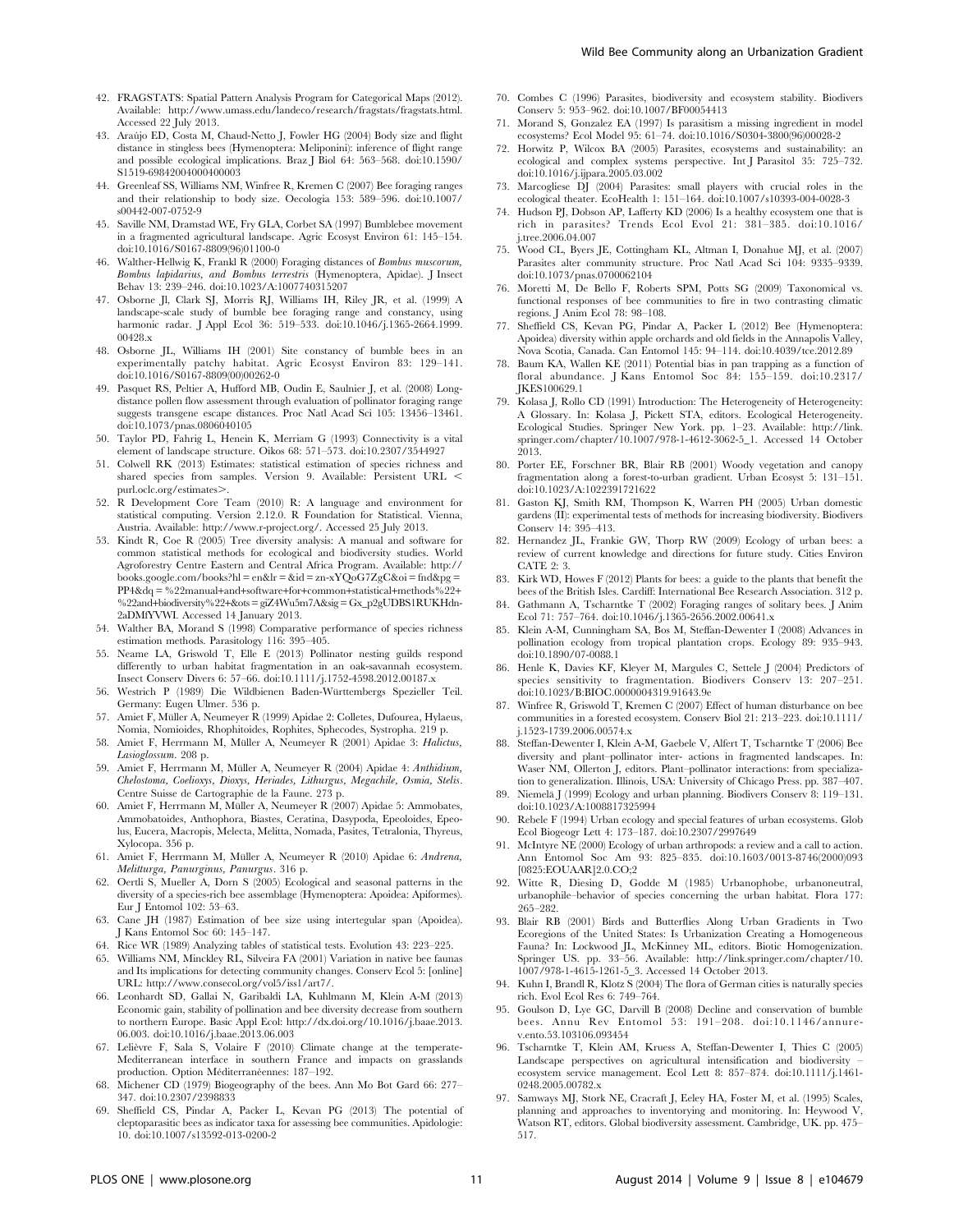42. FRAGSTATS: Spatial Pattern Analysis Program for Categorical Maps (2012). Available: http://www.umass.edu/landeco/research/fragstats/fragstats.html. Accessed 22 July 2013.
43. Araújo ED, Costa M, Chaud-Netto J, Fowler HG (2004) Body size and flight distance in stingless bees (Hymenoptera: Meliponini): inference of flight range and possible ecological implications. Braz J Biol 64: 563–568. doi:10.1590/S1519-69842004000400003
44. Greenleaf SS, Williams NM, Winfree R, Kremen C (2007) Bee foraging ranges and their relationship to body size. Oecologia 153: 589–596. doi:10.1007/s00442-007-0752-9
45. Saville NM, Dramstad WE, Fry GLA, Corbet SA (1997) Bumblebee movement in a fragmented agricultural landscape. Agric Ecosyst Environ 61: 145–154. doi:10.1016/S0167-8809(96)01100-0
46. Walther-Hellwig K, Frankl R (2000) Foraging distances of *Bombus muscorum*, *Bombus lapidarius*, and *Bombus terrestris* (Hymenoptera, Apidae). J Insect Behav 13: 239–246. doi:10.1023/A:1007740315207
47. Osborne Jl, Clark SJ, Morris RJ, Williams IH, Riley JR, et al. (1999) A landscape-scale study of bumble bee foraging range and constancy, using harmonic radar. J Appl Ecol 36: 519–533. doi:10.1046/j.1365-2664.1999.00428.x
48. Osborne JL, Williams IH (2001) Site constancy of bumble bees in an experimentally patchy habitat. Agric Ecosyst Environ 83: 129–141. doi:10.1016/S0167-8809(00)00262-0
49. Pasquet RS, Peltier A, Hufford MB, Oudin E, Saulnier J, et al. (2008) Long-distance pollen flow assessment through evaluation of pollinator foraging range suggests transgene escape distances. Proc Natl Acad Sci 105: 13456–13461. doi:10.1073/pnas.0806040105
50. Taylor PD, Fahrig L, Henein K, Merriam G (1993) Connectivity is a vital element of landscape structure. Oikos 68: 571–573. doi:10.2307/3544927
51. Colwell RK (2013) Estimates: statistical estimation of species richness and shared species from samples. Version 9. Available: Persistent URL < purl.oclc.org/estimates>.
52. R Development Core Team (2010) R: A language and environment for statistical computing. Version 2.12.0. R Foundation for Statistical. Vienna, Austria. Available: http://www.r-project.org/. Accessed 25 July 2013.
53. Kindt R, Coe R (2005) Tree diversity analysis: A manual and software for common statistical methods for ecological and biodiversity studies. World Agroforestry Centre Eastern and Central Africa Program. Available: http://books.google.com/books?hl = en&lr = &id = zn-xYQoG7ZgC&oi = fnd&pg = PP4&dq = %22manual+and+software+for+common+statistical+methods%22+%22and+biodiversity%22+&ots = giZ4Wu5m7A&sig = Gx_p2gUDBS1RUKHdn-2aDMfYVWI. Accessed 14 January 2013.
54. Walther BA, Morand S (1998) Comparative performance of species richness estimation methods. Parasitology 116: 395–405.
55. Neame LA, Griswold T, Elle E (2013) Pollinator nesting guilds respond differently to urban habitat fragmentation in an oak-savannah ecosystem. Insect Conserv Divers 6: 57–66. doi:10.1111/j.1752-4598.2012.00187.x
56. Westrich P (1989) Die Wildbienen Baden-Württembergs Spezieller Teil. Germany: Eugen Ulmer. 536 p.
57. Amiet F, Müller A, Neumeyer R (1999) Apidae 2: Colletes, Dufourea, Hylaeus, Nomia, Nomioides, Rhophitoides, Rophites, Sphecodes, Systropha. 219 p.
58. Amiet F, Herrmann M, Müller A, Neumeyer R (2001) Apidae 3: *Halictus*, *Lasioglossum*. 208 p.
59. Amiet F, Herrmann M, Müller A, Neumeyer R (2004) Apidae 4: *Anthidium*, *Chelostoma*, *Coelioxys*, *Dioxys*, *Heriades*, *Lithurgus*, *Megachile*, *Osmia*, *Stelis*. Centre Suisse de Cartographie de la Faune. 273 p.
60. Amiet F, Herrmann M, Müller A, Neumeyer R (2007) Apidae 5: Ammobates, Ammobatoides, Anthophora, Biastes, Ceratina, Dasypoda, Epeoloides, Epeolus, Eucera, Macropis, Melecta, Melitta, Nomada, Pasites, Tetralonia, Thyreus, Xylocopa. 356 p.
61. Amiet F, Herrmann M, Müller A, Neumeyer R (2010) Apidae 6: *Andrena*, *Melitturga*, *Panurginus*, *Panurgus*. 316 p.
62. Oertli S, Mueller A, Dorn S (2005) Ecological and seasonal patterns in the diversity of a species-rich bee assemblage (Hymenoptera: Apoidea: Apiformes). Eur J Entomol 102: 53–63.
63. Cane JH (1987) Estimation of bee size using intertegular span (Apoidea). J Kans Entomol Soc 60: 145–147.
64. Rice WR (1989) Analyzing tables of statistical tests. Evolution 43: 223–225.
65. Williams NM, Minckley RL, Silveira FA (2001) Variation in native bee faunas and Its implications for detecting community changes. Conserv Ecol 5: [online] URL: http://www.consecol.org/vol5/iss1/art7/.
66. Leonhardt SD, Gallai N, Garibaldi LA, Kuhlmann M, Klein A-M (2013) Economic gain, stability of pollination and bee diversity decrease from southern to northern Europe. Basic Appl Ecol: http://dx.doi.org/10.1016/j.baae.2013.06.003. doi:10.1016/j.baae.2013.06.003
67. Lelièvre F, Sala S, Volaire F (2010) Climate change at the temperate-Mediterranean interface in southern France and impacts on grasslands production. Option Méditerranéennes: 187–192.
68. Michener CD (1979) Biogeography of the bees. Ann Mo Bot Gard 66: 277–347. doi:10.2307/2398833
69. Sheffield CS, Pindar A, Packer L, Kevan PG (2013) The potential of cleptoparasitic bees as indicator taxa for assessing bee communities. Apidologie: 10. doi:10.1007/s13592-013-0200-2
70. Combes C (1996) Parasites, biodiversity and ecosystem stability. Biodivers Conserv 5: 953–962. doi:10.1007/BF00054413
71. Morand S, Gonzalez EA (1997) Is parasitism a missing ingredient in model ecosystems? Ecol Model 95: 61–74. doi:10.1016/S0304-3800(96)00028-2
72. Horwitz P, Wilcox BA (2005) Parasites, ecosystems and sustainability: an ecological and complex systems perspective. Int J Parasitol 35: 725–732. doi:10.1016/j.ijpara.2005.03.002
73. Marcogliese DJ (2004) Parasites: small players with crucial roles in the ecological theater. EcoHealth 1: 151–164. doi:10.1007/s10393-004-0028-3
74. Hudson PJ, Dobson AP, Lafferty KD (2006) Is a healthy ecosystem one that is rich in parasites? Trends Ecol Evol 21: 381–385. doi:10.1016/j.tree.2006.04.007
75. Wood CL, Byers JE, Cottingham KL, Altman I, Donahue MJ, et al. (2007) Parasites alter community structure. Proc Natl Acad Sci 104: 9335–9339. doi:10.1073/pnas.0700062104
76. Moretti M, De Bello F, Roberts SPM, Potts SG (2009) Taxonomical vs. functional responses of bee communities to fire in two contrasting climatic regions. J Anim Ecol 78: 98–108.
77. Sheffield CS, Kevan PG, Pindar A, Packer L (2012) Bee (Hymenoptera: Apoidea) diversity within apple orchards and old fields in the Annapolis Valley, Nova Scotia, Canada. Can Entomol 145: 94–114. doi:10.4039/tce.2012.89
78. Baum KA, Wallen KE (2011) Potential bias in pan trapping as a function of floral abundance. J Kans Entomol Soc 84: 155–159. doi:10.2317/JKES100629.1
79. Kolasa J, Rollo CD (1991) Introduction: The Heterogeneity of Heterogeneity: A Glossary. In: Kolasa J, Pickett STA, editors. Ecological Heterogeneity. Ecological Studies. Springer New York. pp. 1–23. Available: http://link.springer.com/chapter/10.1007/978-1-4612-3062-5_1. Accessed 14 October 2013.
80. Porter EE, Forschner BR, Blair RB (2001) Woody vegetation and canopy fragmentation along a forest-to-urban gradient. Urban Ecosyst 5: 131–151. doi:10.1023/A:1022391721622
81. Gaston KJ, Smith RM, Thompson K, Warren PH (2005) Urban domestic gardens (II): experimental tests of methods for increasing biodiversity. Biodivers Conserv 14: 395–413.
82. Hernandez JL, Frankie GW, Thorp RW (2009) Ecology of urban bees: a review of current knowledge and directions for future study. Cities Environ CATE 2: 3.
83. Kirk WD, Howes F (2012) Plants for bees: a guide to the plants that benefit the bees of the British Isles. Cardiff: International Bee Research Association. 312 p.
84. Gathmann A, Tscharntke T (2002) Foraging ranges of solitary bees. J Anim Ecol 71: 757–764. doi:10.1046/j.1365-2656.2002.00641.x
85. Klein A-M, Cunningham SA, Bos M, Steffan-Dewenter I (2008) Advances in pollination ecology from tropical plantation crops. Ecology 89: 935–943. doi:10.1890/07-0088.1
86. Henle K, Davies KF, Kleyer M, Margules C, Settele J (2004) Predictors of species sensitivity to fragmentation. Biodivers Conserv 13: 207–251. doi:10.1023/B:BIOC.0000004319.91643.9e
87. Winfree R, Griswold T, Kremen C (2007) Effect of human disturbance on bee communities in a forested ecosystem. Conserv Biol 21: 213–223. doi:10.1111/j.1523-1739.2006.00574.x
88. Steffan-Dewenter I, Klein A-M, Gaebele V, Alfert T, Tscharntke T (2006) Bee diversity and plant–pollinator inter- actions in fragmented landscapes. In: Waser NM, Ollerton J, editors. Plant–pollinator interactions: from specialization to generalization. Illinois, USA: University of Chicago Press. pp. 387–407.
89. Niemelä J (1999) Ecology and urban planning. Biodivers Conserv 8: 119–131. doi:10.1023/A:1008817325994
90. Rebele F (1994) Urban ecology and special features of urban ecosystems. Glob Ecol Biogeogr Lett 4: 173–187. doi:10.2307/2997649
91. McIntyre NE (2000) Ecology of urban arthropods: a review and a call to action. Ann Entomol Soc Am 93: 825–835. doi:10.1603/0013-8746(2000)093[0825:EOUAAR]2.0.CO;2
92. Witte R, Diesing D, Godde M (1985) Urbanophobe, urbanoneutral, urbanophile–behavior of species concerning the urban habitat. Flora 177: 265–282.
93. Blair RB (2001) Birds and Butterflies Along Urban Gradients in Two Ecoregions of the United States: Is Urbanization Creating a Homogeneous Fauna? In: Lockwood JL, McKinney ML, editors. Biotic Homogenization. Springer US. pp. 33–56. Available: http://link.springer.com/chapter/10.1007/978-1-4615-1261-5_3. Accessed 14 October 2013.
94. Kuhn I, Brandl R, Klotz S (2004) The flora of German cities is naturally species rich. Evol Ecol Res 6: 749–764.
95. Goulson D, Lye GC, Darvill B (2008) Decline and conservation of bumble bees. Annu Rev Entomol 53: 191–208. doi:10.1146/annurev.ento.53.103106.093454
96. Tscharntke T, Klein AM, Kruess A, Steffan-Dewenter I, Thies C (2005) Landscape perspectives on agricultural intensification and biodiversity – ecosystem service management. Ecol Lett 8: 857–874. doi:10.1111/j.1461-0248.2005.00782.x
97. Samways MJ, Stork NE, Cracraft J, Eeley HA, Foster M, et al. (1995) Scales, planning and approaches to inventorying and monitoring. In: Heywood V, Watson RT, editors. Global biodiversity assessment. Cambridge, UK. pp. 475–517.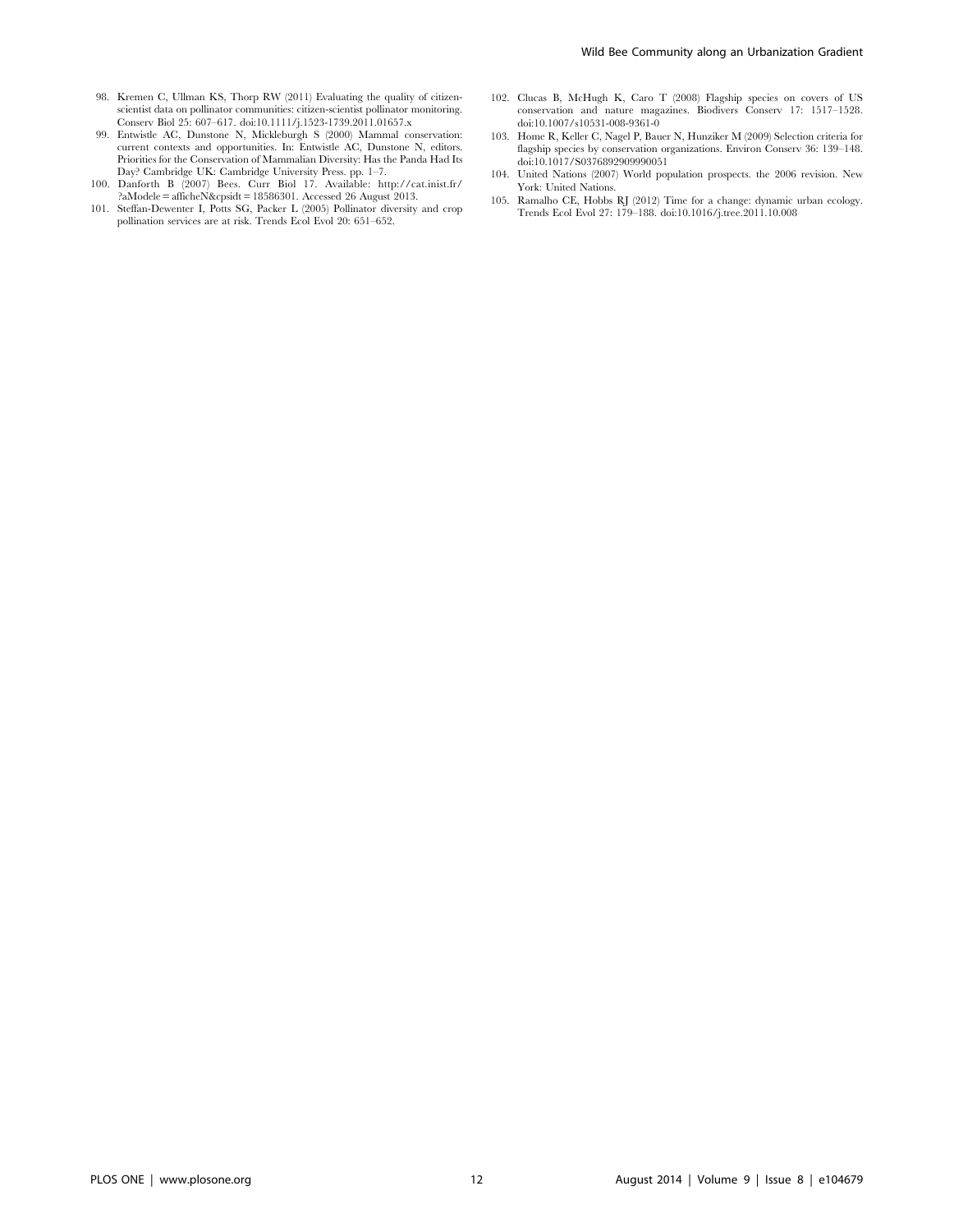98. Kremen C, Ullman KS, Thorp RW (2011) Evaluating the quality of citizen-scientist data on pollinator communities: citizen-scientist pollinator monitoring. Conserv Biol 25: 607–617. doi:10.1111/j.1523-1739.2011.01657.x
99. Entwistle AC, Dunstone N, Mickleburgh S (2000) Mammal conservation: current contexts and opportunities. In: Entwistle AC, Dunstone N, editors. Priorities for the Conservation of Mammalian Diversity: Has the Panda Had Its Day? Cambridge UK: Cambridge University Press. pp. 1–7.
100. Danforth B (2007) Bees. Curr Biol 17. Available: http://cat.inist.fr/?aModele=afficheN&cpsidt=18586301. Accessed 26 August 2013.
101. Steffan-Dewenter I, Potts SG, Packer L (2005) Pollinator diversity and crop pollination services are at risk. Trends Ecol Evol 20: 651–652.
102. Clucas B, McHugh K, Caro T (2008) Flagship species on covers of US conservation and nature magazines. Biodivers Conserv 17: 1517–1528. doi:10.1007/s10531-008-9361-0
103. Home R, Keller C, Nagel P, Bauer N, Hunziker M (2009) Selection criteria for flagship species by conservation organizations. Environ Conserv 36: 139–148. doi:10.1017/S0376892909990051
104. United Nations (2007) World population prospects. the 2006 revision. New York: United Nations.
105. Ramalho CE, Hobbs RJ (2012) Time for a change: dynamic urban ecology. Trends Ecol Evol 27: 179–188. doi:10.1016/j.tree.2011.10.008